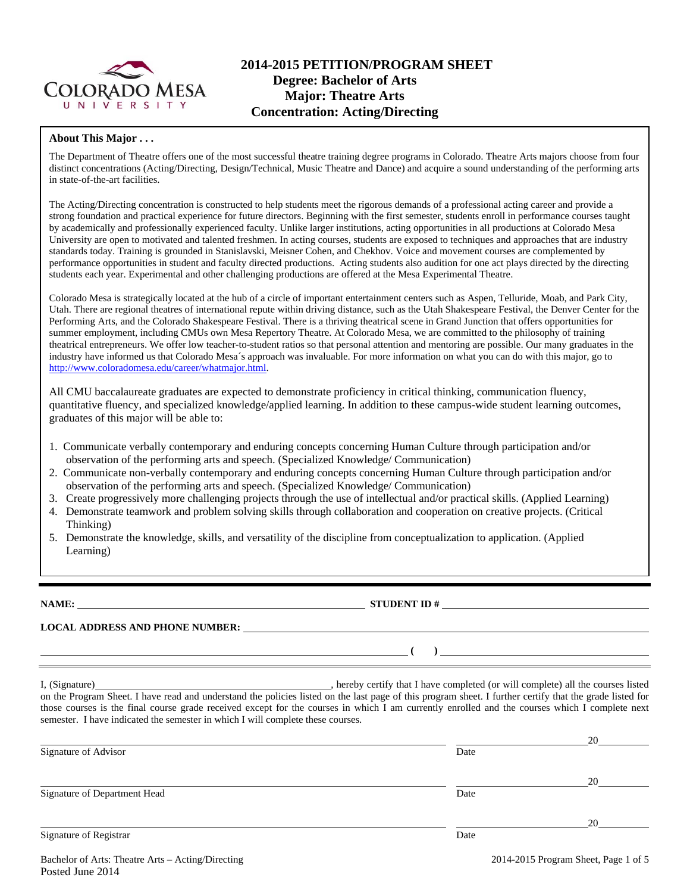# 2014-2015 PETITION/PROGRAM SHEET
## Degree: Bachelor of Arts
## Major: Theatre Arts
## Concentration: Acting/Directing

**About This Major . . .**

The Department of Theatre offers one of the most successful theatre training degree programs in Colorado. Theatre Arts majors choose from four distinct concentrations (Acting/Directing, Design/Technical, Music Theatre and Dance) and acquire a sound understanding of the performing arts in state-of-the-art facilities.

The Acting/Directing concentration is constructed to help students meet the rigorous demands of a professional acting career and provide a strong foundation and practical experience for future directors. Beginning with the first semester, students enroll in performance courses taught by academically and professionally experienced faculty. Unlike larger institutions, acting opportunities in all productions at Colorado Mesa University are open to motivated and talented freshmen. In acting courses, students are exposed to techniques and approaches that are industry standards today. Training is grounded in Stanislavski, Meisner Cohen, and Chekhov. Voice and movement courses are complemented by performance opportunities in student and faculty directed productions. Acting students also audition for one act plays directed by the directing students each year. Experimental and other challenging productions are offered at the Mesa Experimental Theatre.

Colorado Mesa is strategically located at the hub of a circle of important entertainment centers such as Aspen, Telluride, Moab, and Park City, Utah. There are regional theatres of international repute within driving distance, such as the Utah Shakespeare Festival, the Denver Center for the Performing Arts, and the Colorado Shakespeare Festival. There is a thriving theatrical scene in Grand Junction that offers opportunities for summer employment, including CMUs own Mesa Repertory Theatre. At Colorado Mesa, we are committed to the philosophy of training theatrical entrepreneurs. We offer low teacher-to-student ratios so that personal attention and mentoring are possible. Our many graduates in the industry have informed us that Colorado Mesa´s approach was invaluable. For more information on what you can do with this major, go to http://www.coloradomesa.edu/career/whatmajor.html.

All CMU baccalaureate graduates are expected to demonstrate proficiency in critical thinking, communication fluency, quantitative fluency, and specialized knowledge/applied learning. In addition to these campus-wide student learning outcomes, graduates of this major will be able to:

1. Communicate verbally contemporary and enduring concepts concerning Human Culture through participation and/or observation of the performing arts and speech. (Specialized Knowledge/ Communication)
2. Communicate non-verbally contemporary and enduring concepts concerning Human Culture through participation and/or observation of the performing arts and speech. (Specialized Knowledge/ Communication)
3. Create progressively more challenging projects through the use of intellectual and/or practical skills. (Applied Learning)
4. Demonstrate teamwork and problem solving skills through collaboration and cooperation on creative projects. (Critical Thinking)
5. Demonstrate the knowledge, skills, and versatility of the discipline from conceptualization to application. (Applied Learning)

---

**NAME:** ______________________________ **STUDENT ID #** ______________________________

**LOCAL ADDRESS AND PHONE NUMBER:** ______________________________

______________________________ **( )** ______________________________

I, (Signature)______________________________, hereby certify that I have completed (or will complete) all the courses listed on the Program Sheet. I have read and understand the policies listed on the last page of this program sheet. I further certify that the grade listed for those courses is the final course grade received except for the courses in which I am currently enrolled and the courses which I complete next semester. I have indicated the semester in which I will complete these courses.

______________________________ ______________ 20______
Signature of Advisor Date

______________________________ ______________ 20______
Signature of Department Head Date

______________________________ ______________ 20______
Signature of Registrar Date

Bachelor of Arts: Theatre Arts – Acting/Directing
Posted June 2014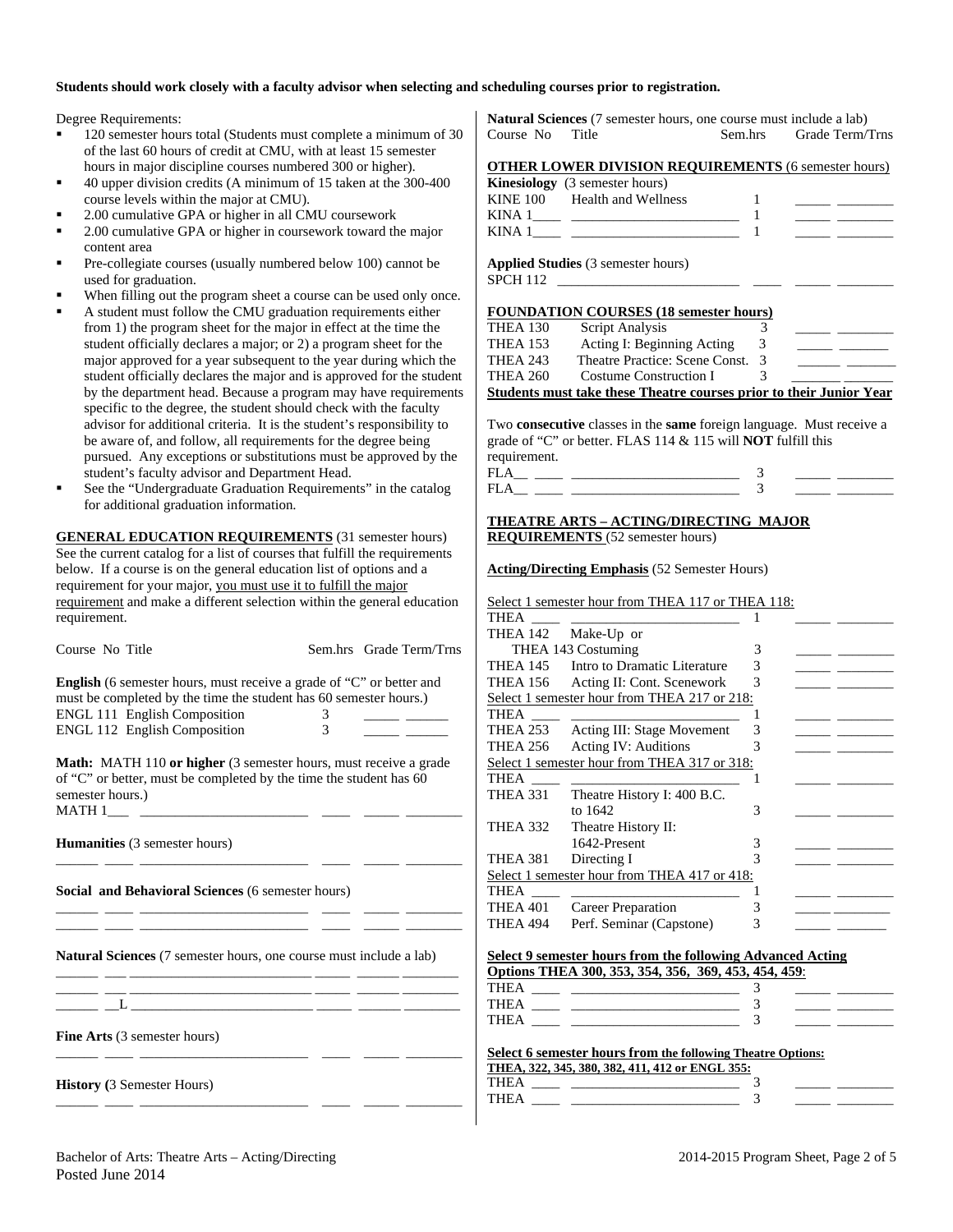**Students should work closely with a faculty advisor when selecting and scheduling courses prior to registration.**

Degree Requirements:

- 120 semester hours total (Students must complete a minimum of 30 of the last 60 hours of credit at CMU, with at least 15 semester hours in major discipline courses numbered 300 or higher).
- 40 upper division credits (A minimum of 15 taken at the 300-400 course levels within the major at CMU).
- 2.00 cumulative GPA or higher in all CMU coursework
- 2.00 cumulative GPA or higher in coursework toward the major content area
- Pre-collegiate courses (usually numbered below 100) cannot be used for graduation.
- When filling out the program sheet a course can be used only once.
- A student must follow the CMU graduation requirements either from 1) the program sheet for the major in effect at the time the student officially declares a major; or 2) a program sheet for the major approved for a year subsequent to the year during which the student officially declares the major and is approved for the student by the department head. Because a program may have requirements specific to the degree, the student should check with the faculty advisor for additional criteria. It is the student's responsibility to be aware of, and follow, all requirements for the degree being pursued. Any exceptions or substitutions must be approved by the student's faculty advisor and Department Head.
- See the "Undergraduate Graduation Requirements" in the catalog for additional graduation information.

**GENERAL EDUCATION REQUIREMENTS** (31 semester hours)
See the current catalog for a list of courses that fulfill the requirements below. If a course is on the general education list of options and a requirement for your major, you must use it to fulfill the major requirement and make a different selection within the general education requirement.

| Course No | Title | Sem.hrs | Grade | Term/Trns |
|---|---|---|---|---|

**English** (6 semester hours, must receive a grade of "C" or better and must be completed by the time the student has 60 semester hours.)

| Course No | Title | Sem.hrs | Grade | Term/Trns |
|---|---|---|---|---|
| ENGL 111 | English Composition | 3 | _____ | ______ |
| ENGL 112 | English Composition | 3 | _____ | ______ |

**Math:** MATH 110 **or higher** (3 semester hours, must receive a grade of "C" or better, must be completed by the time the student has 60 semester hours.)

MATH 1___ _______________________ ____ _____ ________

**Humanities** (3 semester hours)

______ ____ _______________________ ____ _____ ________

**Social and Behavioral Sciences** (6 semester hours)

______ ____ _______________________ ____ _____ ________
______ ____ _______________________ ____ _____ ________

**Natural Sciences** (7 semester hours, one course must include a lab)

______ ___ _________________________ _____ ______ ________
______ ___ _________________________ _____ ______ ________
______ __L _________________________ _____ ______ ________

**Fine Arts** (3 semester hours)

______ ____ _______________________ ____ _____ ________

**History (**3 Semester Hours)

______ ____ _______________________ ____ _____ ________

**Natural Sciences** (7 semester hours, one course must include a lab)

| Course No | Title | Sem.hrs | Grade | Term/Trns |
|---|---|---|---|---|

**OTHER LOWER DIVISION REQUIREMENTS** (6 semester hours)

**Kinesiology** (3 semester hours)

| Course No | Title | Sem.hrs | Grade | Term/Trns |
|---|---|---|---|---|
| KINE 100 | Health and Wellness | 1 | _____ | ________ |
| KINA 1____ | _______________________ | 1 | _____ | ________ |
| KINA 1____ | _______________________ | 1 | _____ | ________ |

**Applied Studies** (3 semester hours)

SPCH 112 _________________________ ____ _____ ________

**FOUNDATION COURSES (18 semester hours)**

| Course No | Title | Sem.hrs | Grade | Term/Trns |
|---|---|---|---|---|
| THEA 130 | Script Analysis | 3 | _____ | ________ |
| THEA 153 | Acting I: Beginning Acting | 3 | _____ | _______ |
| THEA 243 | Theatre Practice: Scene Const. | 3 | ______ | _______ |
| THEA 260 | Costume Construction I | 3 | _______ | _______ |

**Students must take these Theatre courses prior to their Junior Year**

Two **consecutive** classes in the **same** foreign language. Must receive a grade of "C" or better. FLAS 114 & 115 will **NOT** fulfill this requirement.

| Course No | Title | Sem.hrs | Grade | Term/Trns |
|---|---|---|---|---|
| FLA__ ____ | _______________________ | 3 | _____ | ________ |
| FLA__ ____ | _______________________ | 3 | _____ | ________ |

**THEATRE ARTS – ACTING/DIRECTING MAJOR REQUIREMENTS** (52 semester hours)

**Acting/Directing Emphasis** (52 Semester Hours)

| Course No | Title | Sem.hrs | Grade | Term/Trns |
|---|---|---|---|---|
| Select 1 semester hour from THEA 117 or THEA 118: | | | | |
| THEA ____ | _______________________ | 1 | _____ | ________ |
| THEA 142 | Make-Up or THEA 143 Costuming | 3 | _____ | ________ |
| THEA 145 | Intro to Dramatic Literature | 3 | _____ | ________ |
| THEA 156 | Acting II: Cont. Scenework | 3 | _____ | ________ |
| Select 1 semester hour from THEA 217 or 218: | | | | |
| THEA ____ | _______________________ | 1 | _____ | ________ |
| THEA 253 | Acting III: Stage Movement | 3 | _____ | ________ |
| THEA 256 | Acting IV: Auditions | 3 | _____ | ________ |
| Select 1 semester hour from THEA 317 or 318: | | | | |
| THEA ____ | _______________________ | 1 | _____ | ________ |
| THEA 331 | Theatre History I: 400 B.C. to 1642 | 3 | _____ | ________ |
| THEA 332 | Theatre History II: 1642-Present | 3 | _____ | ________ |
| THEA 381 | Directing I | 3 | _____ | ________ |
| Select 1 semester hour from THEA 417 or 418: | | | | |
| THEA ____ | _______________________ | 1 | _____ | ________ |
| THEA 401 | Career Preparation | 3 | _____ | ________ |
| THEA 494 | Perf. Seminar (Capstone) | 3 | _____ | _______ |

**Select 9 semester hours from the following Advanced Acting Options THEA 300, 353, 354, 356, 369, 453, 454, 459**:

| Course No | Title | Sem.hrs | Grade | Term/Trns |
|---|---|---|---|---|
| THEA ____ | _______________________ | 3 | _____ | ________ |
| THEA ____ | _______________________ | 3 | _____ | ________ |
| THEA ____ | _______________________ | 3 | _____ | ________ |

**Select 6 semester hours from the following Theatre Options: THEA, 322, 345, 380, 382, 411, 412 or ENGL 355:**

| Course No | Title | Sem.hrs | Grade | Term/Trns |
|---|---|---|---|---|
| THEA ____ | _______________________ | 3 | _____ | ________ |
| THEA ____ | _______________________ | 3 | _____ | ________ |

Bachelor of Arts: Theatre Arts – Acting/Directing
Posted June 2014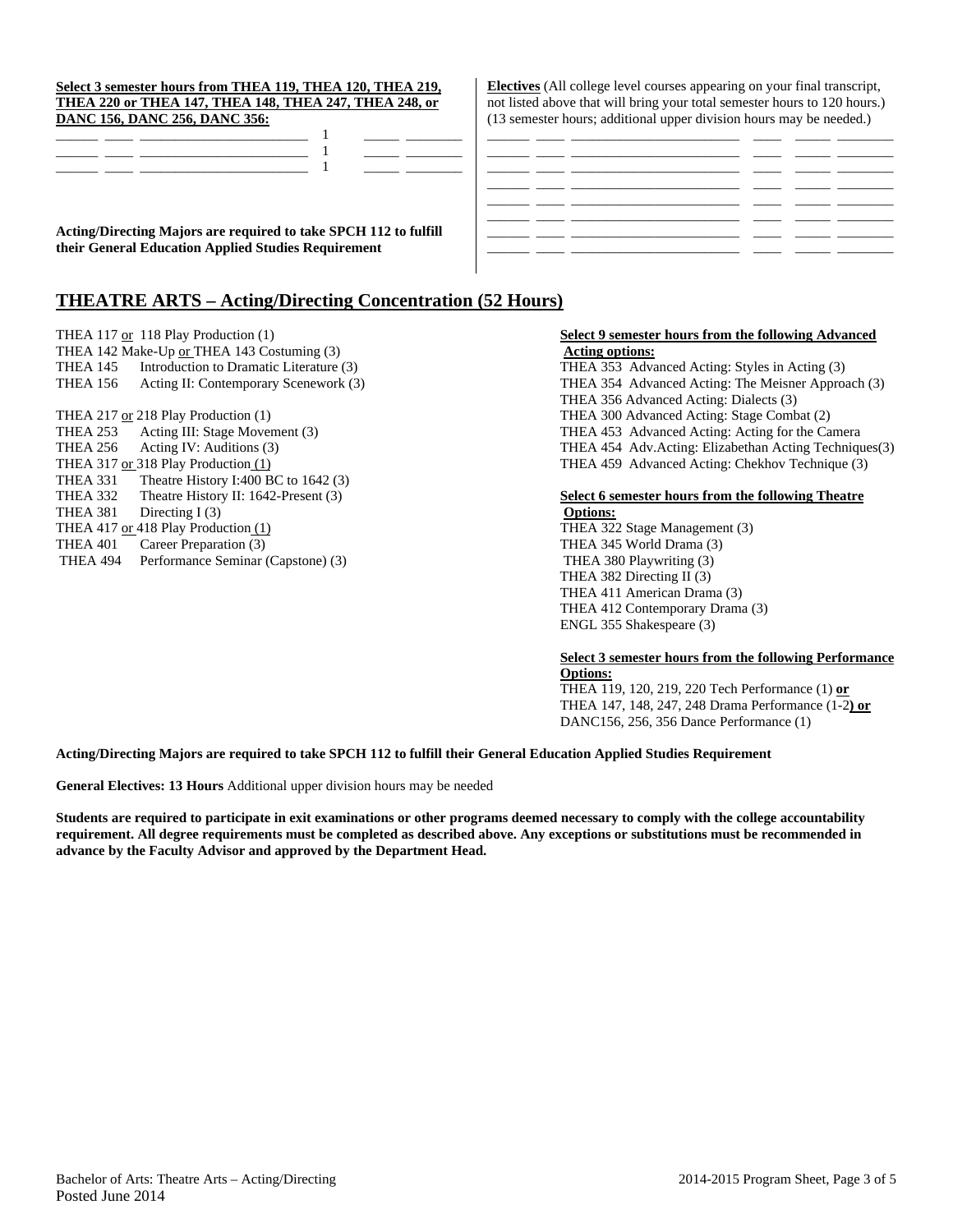**Select 3 semester hours from THEA 119, THEA 120, THEA 219, THEA 220 or THEA 147, THEA 148, THEA 247, THEA 248, or DANC 156, DANC 256, DANC 356:**

| | | | | | |
|---|---|---|---|---|---|
| ______ | ____ | ______________________ | 1 | _____ | ________ |
| ______ | ____ | ______________________ | 1 | _____ | ________ |
| ______ | ____ | ______________________ | 1 | _____ | ________ |

**Acting/Directing Majors are required to take SPCH 112 to fulfill their General Education Applied Studies Requirement**

**Electives** (All college level courses appearing on your final transcript, not listed above that will bring your total semester hours to 120 hours.) (13 semester hours; additional upper division hours may be needed.)

| | | | | | |
|---|---|---|---|---|---|
| ______ | ____ | ______________________ | ____ | _____ | ________ |
| ______ | ____ | ______________________ | ____ | _____ | ________ |
| ______ | ____ | ______________________ | ____ | _____ | ________ |
| ______ | ____ | ______________________ | ____ | _____ | ________ |
| ______ | ____ | ______________________ | ____ | _____ | ________ |
| ______ | ____ | ______________________ | ____ | _____ | ________ |
| ______ | ____ | ______________________ | ____ | _____ | ________ |

## THEATRE ARTS – Acting/Directing Concentration (52 Hours)

THEA 117 or 118 Play Production (1)
THEA 142 Make-Up or THEA 143 Costuming (3)
THEA 145 Introduction to Dramatic Literature (3)
THEA 156 Acting II: Contemporary Scenework (3)

THEA 217 or 218 Play Production (1)
THEA 253 Acting III: Stage Movement (3)
THEA 256 Acting IV: Auditions (3)
THEA 317 or 318 Play Production (1)
THEA 331 Theatre History I:400 BC to 1642 (3)
THEA 332 Theatre History II: 1642-Present (3)
THEA 381 Directing I (3)
THEA 417 or 418 Play Production (1)
THEA 401 Career Preparation (3)
THEA 494 Performance Seminar (Capstone) (3)

**Select 9 semester hours from the following Advanced Acting options:**
THEA 353 Advanced Acting: Styles in Acting (3)
THEA 354 Advanced Acting: The Meisner Approach (3)
THEA 356 Advanced Acting: Dialects (3)
THEA 300 Advanced Acting: Stage Combat (2)
THEA 453 Advanced Acting: Acting for the Camera
THEA 454 Adv.Acting: Elizabethan Acting Techniques(3)
THEA 459 Advanced Acting: Chekhov Technique (3)

**Select 6 semester hours from the following Theatre Options:**
THEA 322 Stage Management (3)
THEA 345 World Drama (3)
THEA 380 Playwriting (3)
THEA 382 Directing II (3)
THEA 411 American Drama (3)
THEA 412 Contemporary Drama (3)
ENGL 355 Shakespeare (3)

**Select 3 semester hours from the following Performance Options:**
THEA 119, 120, 219, 220 Tech Performance (1) **or**
THEA 147, 148, 247, 248 Drama Performance (1-2**) or**
DANC156, 256, 356 Dance Performance (1)

**Acting/Directing Majors are required to take SPCH 112 to fulfill their General Education Applied Studies Requirement**

**General Electives: 13 Hours** Additional upper division hours may be needed

**Students are required to participate in exit examinations or other programs deemed necessary to comply with the college accountability requirement. All degree requirements must be completed as described above. Any exceptions or substitutions must be recommended in advance by the Faculty Advisor and approved by the Department Head.**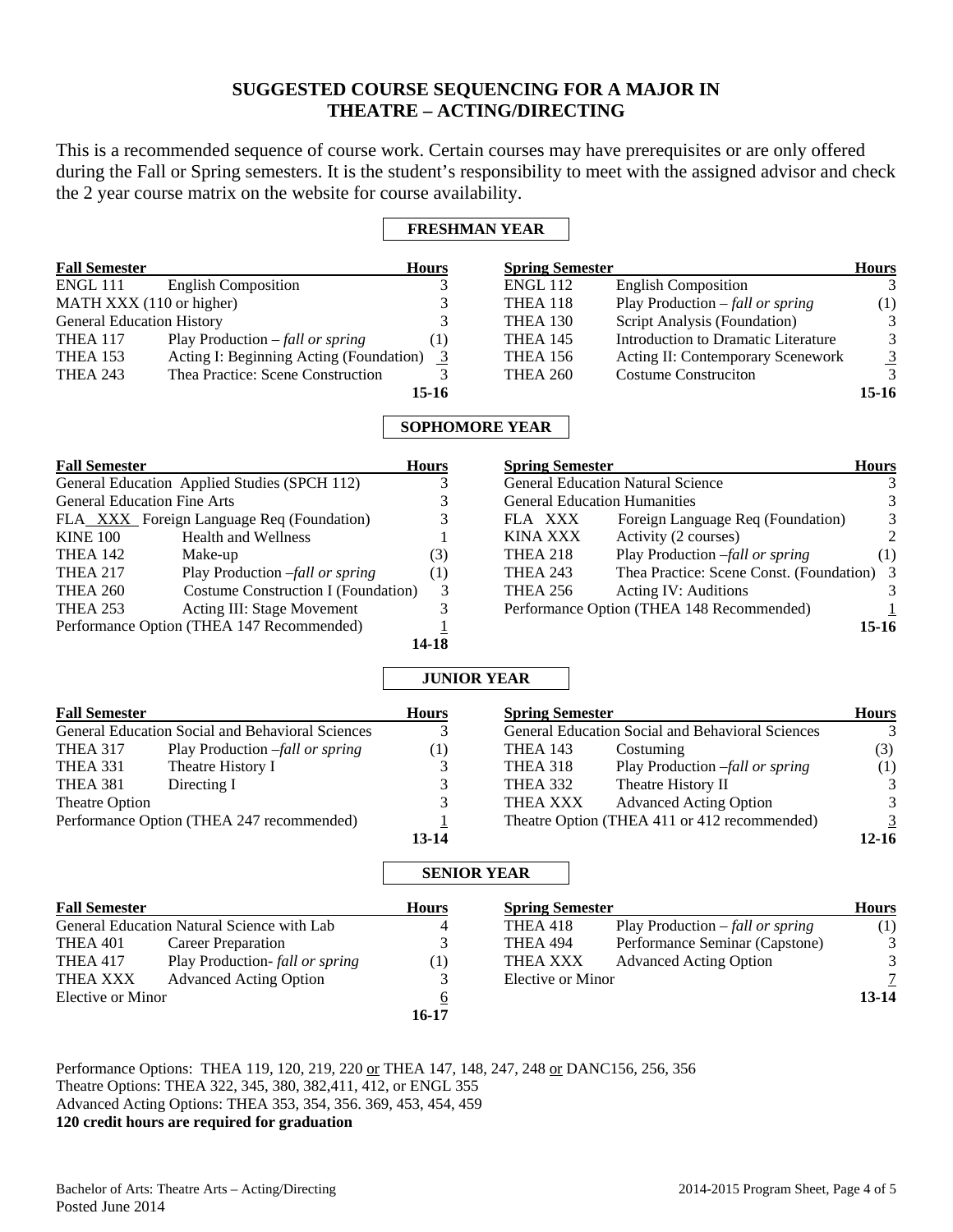# SUGGESTED COURSE SEQUENCING FOR A MAJOR IN THEATRE – ACTING/DIRECTING

This is a recommended sequence of course work. Certain courses may have prerequisites or are only offered during the Fall or Spring semesters. It is the student's responsibility to meet with the assigned advisor and check the 2 year course matrix on the website for course availability.

## FRESHMAN YEAR

| Fall Semester | | Hours |
|---|---|---|
| ENGL 111 | English Composition | 3 |
| MATH XXX (110 or higher) | | 3 |
| General Education History | | 3 |
| THEA 117 | Play Production – *fall or spring* | (1) |
| THEA 153 | Acting I: Beginning Acting (Foundation) | 3 |
| THEA 243 | Thea Practice: Scene Construction | 3 |
| | | **15-16** |

| Spring Semester | | Hours |
|---|---|---|
| ENGL 112 | English Composition | 3 |
| THEA 118 | Play Production – *fall or spring* | (1) |
| THEA 130 | Script Analysis (Foundation) | 3 |
| THEA 145 | Introduction to Dramatic Literature | 3 |
| THEA 156 | Acting II: Contemporary Scenework | 3 |
| THEA 260 | Costume Construciton | 3 |
| | | **15-16** |

## SOPHOMORE YEAR

| Fall Semester | | Hours |
|---|---|---|
| General Education Applied Studies (SPCH 112) | | 3 |
| General Education Fine Arts | | 3 |
| FLA XXX Foreign Language Req (Foundation) | | 3 |
| KINE 100 | Health and Wellness | 1 |
| THEA 142 | Make-up | (3) |
| THEA 217 | Play Production –*fall or spring* | (1) |
| THEA 260 | Costume Construction I (Foundation) | 3 |
| THEA 253 | Acting III: Stage Movement | 3 |
| Performance Option (THEA 147 Recommended) | | 1 |
| | | **14-18** |

| Spring Semester | | Hours |
|---|---|---|
| General Education Natural Science | | 3 |
| General Education Humanities | | 3 |
| FLA XXX | Foreign Language Req (Foundation) | 3 |
| KINA XXX | Activity (2 courses) | 2 |
| THEA 218 | Play Production –*fall or spring* | (1) |
| THEA 243 | Thea Practice: Scene Const. (Foundation) | 3 |
| THEA 256 | Acting IV: Auditions | 3 |
| Performance Option (THEA 148 Recommended) | | 1 |
| | | **15-16** |

## JUNIOR YEAR

| Fall Semester | | Hours |
|---|---|---|
| General Education Social and Behavioral Sciences | | 3 |
| THEA 317 | Play Production –*fall or spring* | (1) |
| THEA 331 | Theatre History I | 3 |
| THEA 381 | Directing I | 3 |
| Theatre Option | | 3 |
| Performance Option (THEA 247 recommended) | | 1 |
| | | **13-14** |

| Spring Semester | | Hours |
|---|---|---|
| General Education Social and Behavioral Sciences | | 3 |
| THEA 143 | Costuming | (3) |
| THEA 318 | Play Production –*fall or spring* | (1) |
| THEA 332 | Theatre History II | 3 |
| THEA XXX | Advanced Acting Option | 3 |
| Theatre Option (THEA 411 or 412 recommended) | | 3 |
| | | **12-16** |

## SENIOR YEAR

| Fall Semester | | Hours |
|---|---|---|
| General Education Natural Science with Lab | | 4 |
| THEA 401 | Career Preparation | 3 |
| THEA 417 | Play Production- *fall or spring* | (1) |
| THEA XXX | Advanced Acting Option | 3 |
| Elective or Minor | | 6 |
| | | **16-17** |

| Spring Semester | | Hours |
|---|---|---|
| THEA 418 | Play Production – *fall or spring* | (1) |
| THEA 494 | Performance Seminar (Capstone) | 3 |
| THEA XXX | Advanced Acting Option | 3 |
| Elective or Minor | | 7 |
| | | **13-14** |

Performance Options: THEA 119, 120, 219, 220 or THEA 147, 148, 247, 248 or DANC156, 256, 356
Theatre Options: THEA 322, 345, 380, 382,411, 412, or ENGL 355
Advanced Acting Options: THEA 353, 354, 356. 369, 453, 454, 459
**120 credit hours are required for graduation**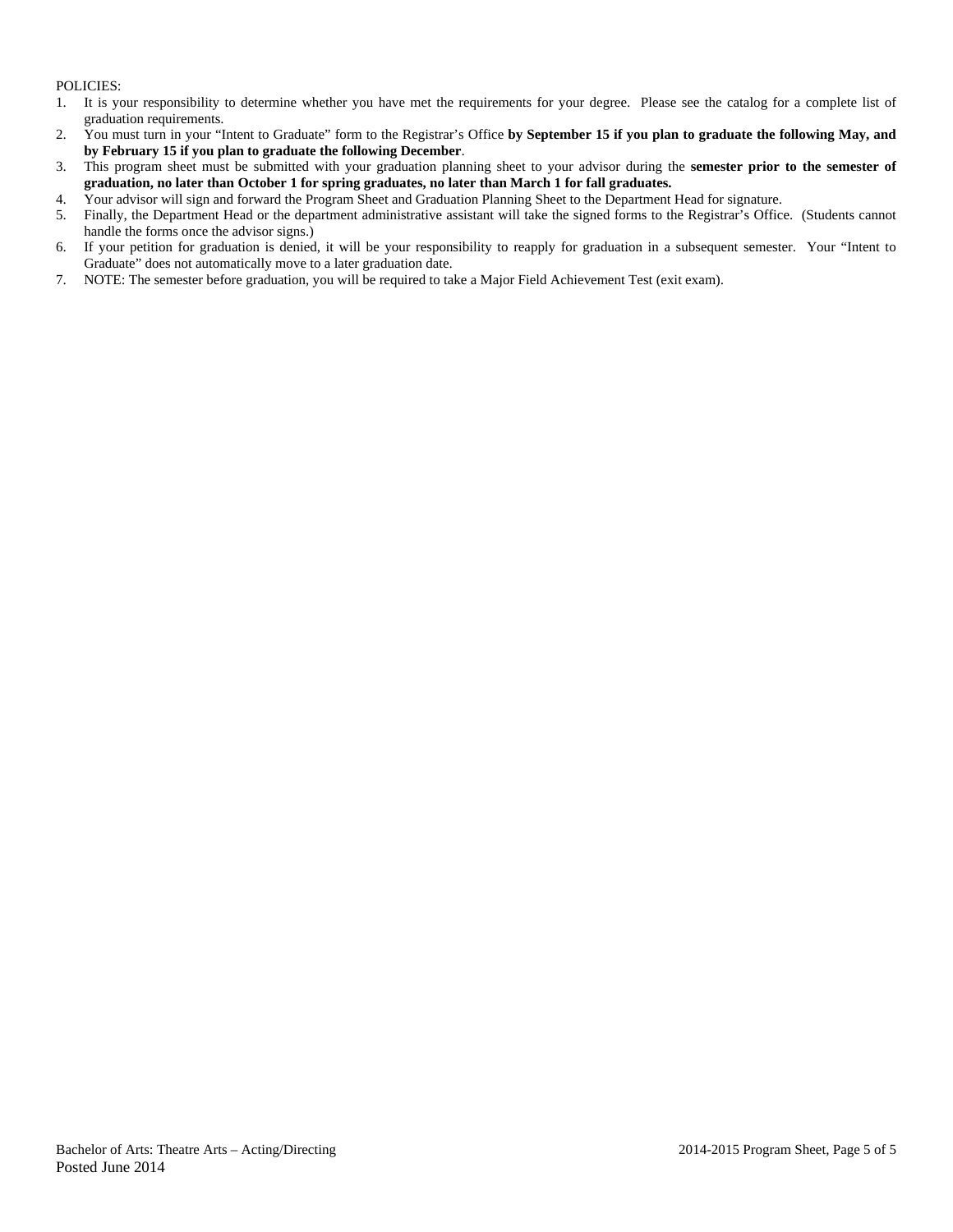POLICIES:

1. It is your responsibility to determine whether you have met the requirements for your degree. Please see the catalog for a complete list of graduation requirements.
2. You must turn in your "Intent to Graduate" form to the Registrar's Office **by September 15 if you plan to graduate the following May, and by February 15 if you plan to graduate the following December**.
3. This program sheet must be submitted with your graduation planning sheet to your advisor during the **semester prior to the semester of graduation, no later than October 1 for spring graduates, no later than March 1 for fall graduates.**
4. Your advisor will sign and forward the Program Sheet and Graduation Planning Sheet to the Department Head for signature.
5. Finally, the Department Head or the department administrative assistant will take the signed forms to the Registrar's Office. (Students cannot handle the forms once the advisor signs.)
6. If your petition for graduation is denied, it will be your responsibility to reapply for graduation in a subsequent semester. Your "Intent to Graduate" does not automatically move to a later graduation date.
7. NOTE: The semester before graduation, you will be required to take a Major Field Achievement Test (exit exam).